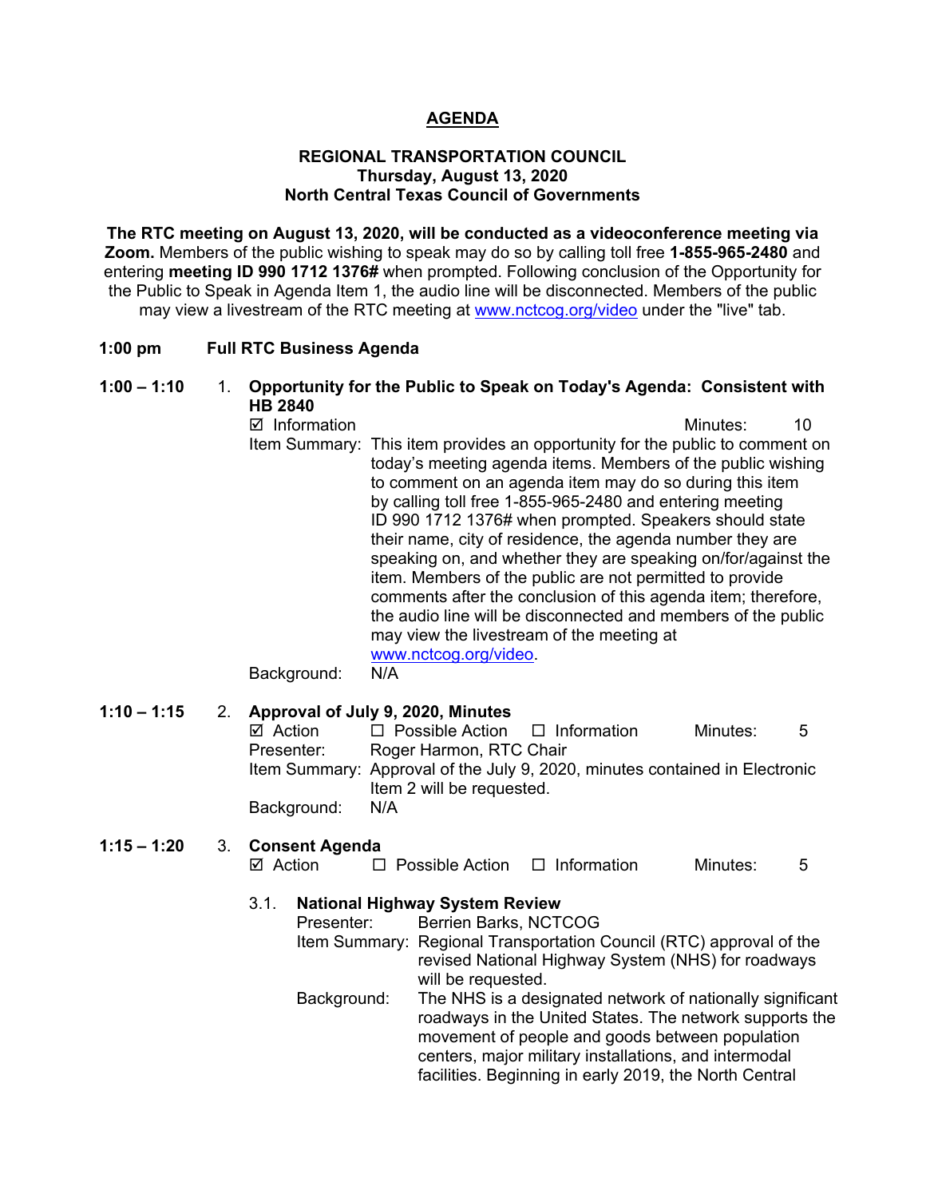# AGENDA

**REGIONAL TRANSPORTATION COUNCIL**
**Thursday, August 13, 2020**
**North Central Texas Council of Governments**

**The RTC meeting on August 13, 2020, will be conducted as a videoconference meeting via Zoom.** Members of the public wishing to speak may do so by calling toll free **1-855-965-2480** and entering **meeting ID 990 1712 1376#** when prompted. Following conclusion of the Opportunity for the Public to Speak in Agenda Item 1, the audio line will be disconnected. Members of the public may view a livestream of the RTC meeting at www.nctcog.org/video under the "live" tab.

**1:00 pm Full RTC Business Agenda**

**1:00 – 1:10** 1. **Opportunity for the Public to Speak on Today's Agenda: Consistent with HB 2840**

☑ Information Minutes: 10

Item Summary: This item provides an opportunity for the public to comment on today's meeting agenda items. Members of the public wishing to comment on an agenda item may do so during this item by calling toll free 1-855-965-2480 and entering meeting ID 990 1712 1376# when prompted. Speakers should state their name, city of residence, the agenda number they are speaking on, and whether they are speaking on/for/against the item. Members of the public are not permitted to provide comments after the conclusion of this agenda item; therefore, the audio line will be disconnected and members of the public may view the livestream of the meeting at www.nctcog.org/video.

Background: N/A

**1:10 – 1:15** 2. **Approval of July 9, 2020, Minutes**

☑ Action ☐ Possible Action ☐ Information Minutes: 5

Presenter: Roger Harmon, RTC Chair

Item Summary: Approval of the July 9, 2020, minutes contained in Electronic Item 2 will be requested.

Background: N/A

**1:15 – 1:20** 3. **Consent Agenda**

☑ Action ☐ Possible Action ☐ Information Minutes: 5

3.1. **National Highway System Review**

Presenter: Berrien Barks, NCTCOG

Item Summary: Regional Transportation Council (RTC) approval of the revised National Highway System (NHS) for roadways will be requested.

Background: The NHS is a designated network of nationally significant roadways in the United States. The network supports the movement of people and goods between population centers, major military installations, and intermodal facilities. Beginning in early 2019, the North Central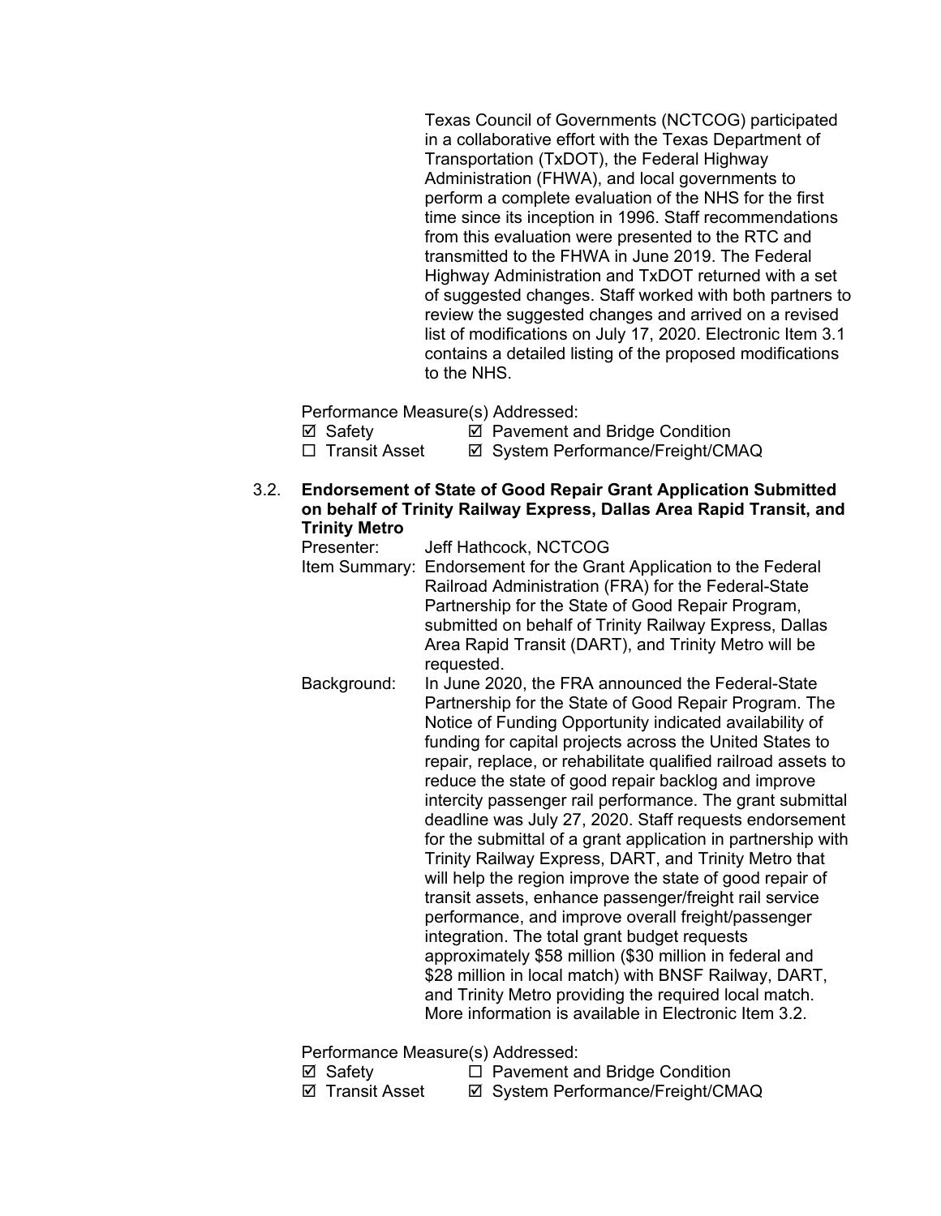Texas Council of Governments (NCTCOG) participated in a collaborative effort with the Texas Department of Transportation (TxDOT), the Federal Highway Administration (FHWA), and local governments to perform a complete evaluation of the NHS for the first time since its inception in 1996. Staff recommendations from this evaluation were presented to the RTC and transmitted to the FHWA in June 2019. The Federal Highway Administration and TxDOT returned with a set of suggested changes. Staff worked with both partners to review the suggested changes and arrived on a revised list of modifications on July 17, 2020. Electronic Item 3.1 contains a detailed listing of the proposed modifications to the NHS.

Performance Measure(s) Addressed:

☑ Safety ☑ Pavement and Bridge Condition
☐ Transit Asset ☑ System Performance/Freight/CMAQ

3.2. **Endorsement of State of Good Repair Grant Application Submitted on behalf of Trinity Railway Express, Dallas Area Rapid Transit, and Trinity Metro**

Presenter: Jeff Hathcock, NCTCOG

Item Summary: Endorsement for the Grant Application to the Federal Railroad Administration (FRA) for the Federal-State Partnership for the State of Good Repair Program, submitted on behalf of Trinity Railway Express, Dallas Area Rapid Transit (DART), and Trinity Metro will be requested.

Background: In June 2020, the FRA announced the Federal-State Partnership for the State of Good Repair Program. The Notice of Funding Opportunity indicated availability of funding for capital projects across the United States to repair, replace, or rehabilitate qualified railroad assets to reduce the state of good repair backlog and improve intercity passenger rail performance. The grant submittal deadline was July 27, 2020. Staff requests endorsement for the submittal of a grant application in partnership with Trinity Railway Express, DART, and Trinity Metro that will help the region improve the state of good repair of transit assets, enhance passenger/freight rail service performance, and improve overall freight/passenger integration. The total grant budget requests approximately $58 million ($30 million in federal and $28 million in local match) with BNSF Railway, DART, and Trinity Metro providing the required local match. More information is available in Electronic Item 3.2.

Performance Measure(s) Addressed:

☑ Safety ☐ Pavement and Bridge Condition
☑ Transit Asset ☑ System Performance/Freight/CMAQ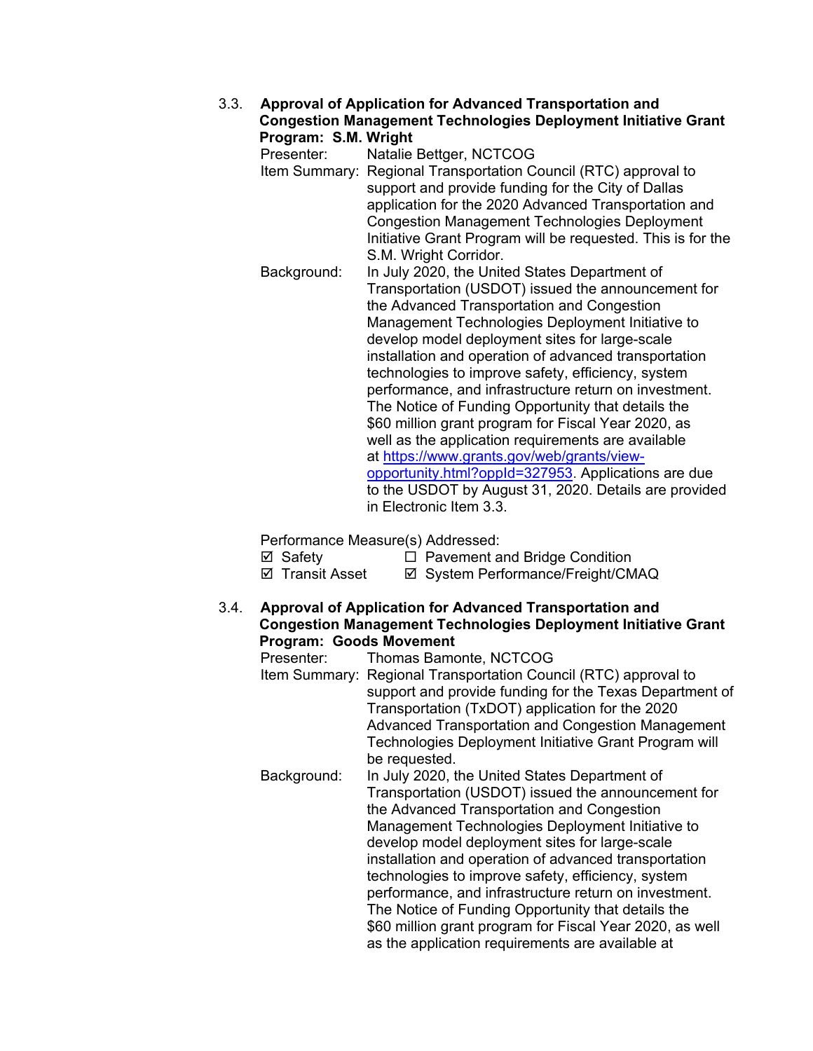3.3. **Approval of Application for Advanced Transportation and Congestion Management Technologies Deployment Initiative Grant Program: S.M. Wright**

Presenter: Natalie Bettger, NCTCOG

Item Summary: Regional Transportation Council (RTC) approval to support and provide funding for the City of Dallas application for the 2020 Advanced Transportation and Congestion Management Technologies Deployment Initiative Grant Program will be requested. This is for the S.M. Wright Corridor.

Background: In July 2020, the United States Department of Transportation (USDOT) issued the announcement for the Advanced Transportation and Congestion Management Technologies Deployment Initiative to develop model deployment sites for large-scale installation and operation of advanced transportation technologies to improve safety, efficiency, system performance, and infrastructure return on investment. The Notice of Funding Opportunity that details the $60 million grant program for Fiscal Year 2020, as well as the application requirements are available at [https://www.grants.gov/web/grants/view-opportunity.html?oppId=327953](https://www.grants.gov/web/grants/view-opportunity.html?oppId=327953). Applications are due to the USDOT by August 31, 2020. Details are provided in Electronic Item 3.3.

Performance Measure(s) Addressed:

- ☑ Safety
- ☐ Pavement and Bridge Condition
- ☑ Transit Asset
- ☑ System Performance/Freight/CMAQ

3.4. **Approval of Application for Advanced Transportation and Congestion Management Technologies Deployment Initiative Grant Program: Goods Movement**

Presenter: Thomas Bamonte, NCTCOG

Item Summary: Regional Transportation Council (RTC) approval to support and provide funding for the Texas Department of Transportation (TxDOT) application for the 2020 Advanced Transportation and Congestion Management Technologies Deployment Initiative Grant Program will be requested.

Background: In July 2020, the United States Department of Transportation (USDOT) issued the announcement for the Advanced Transportation and Congestion Management Technologies Deployment Initiative to develop model deployment sites for large-scale installation and operation of advanced transportation technologies to improve safety, efficiency, system performance, and infrastructure return on investment. The Notice of Funding Opportunity that details the $60 million grant program for Fiscal Year 2020, as well as the application requirements are available at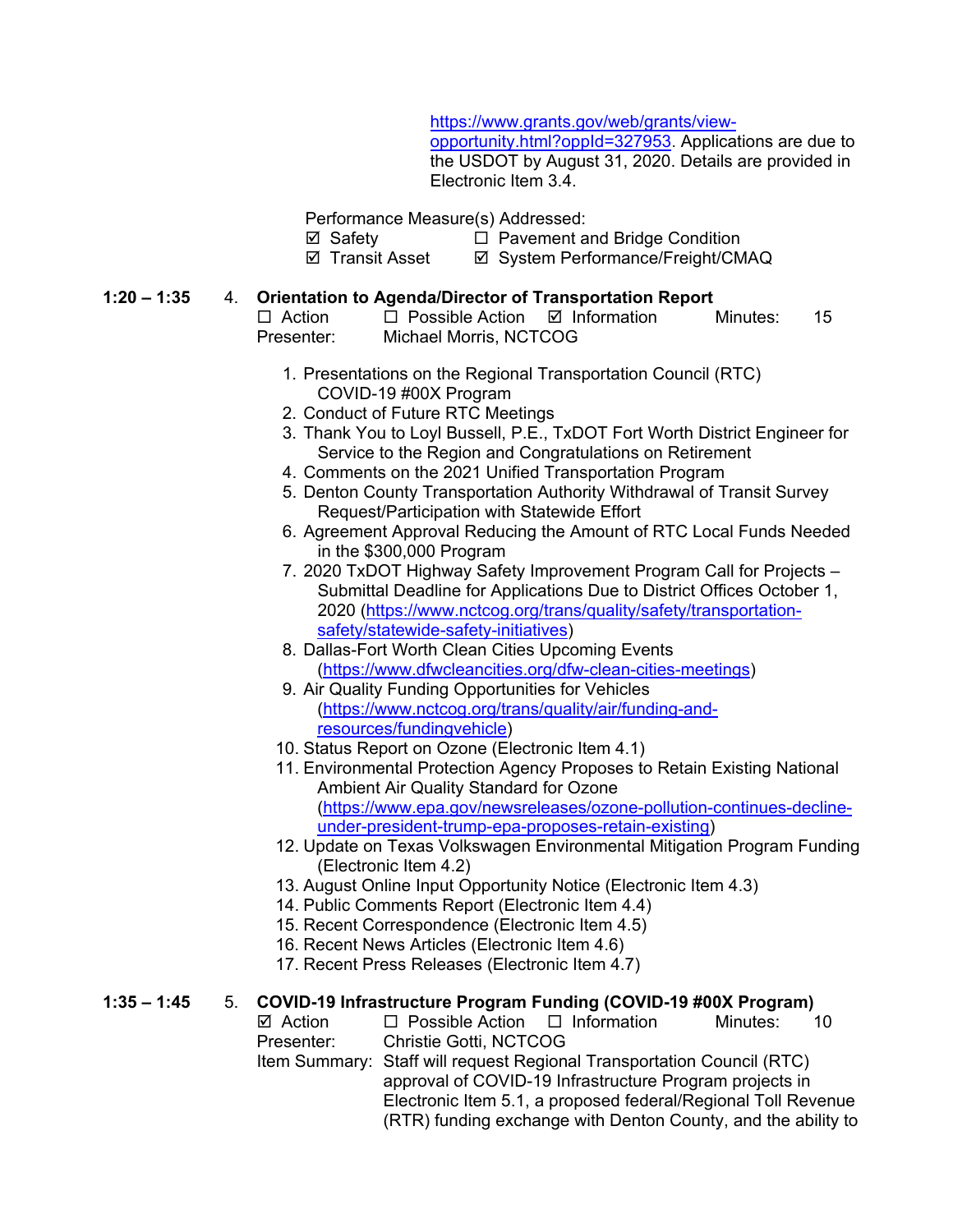https://www.grants.gov/web/grants/view-opportunity.html?oppId=327953. Applications are due to the USDOT by August 31, 2020. Details are provided in Electronic Item 3.4.

Performance Measure(s) Addressed:
☑ Safety ☐ Pavement and Bridge Condition
☑ Transit Asset ☑ System Performance/Freight/CMAQ

**1:20 – 1:35** 4. **Orientation to Agenda/Director of Transportation Report**
☐ Action ☐ Possible Action ☑ Information Minutes: 15
Presenter: Michael Morris, NCTCOG

1. Presentations on the Regional Transportation Council (RTC) COVID-19 #00X Program
2. Conduct of Future RTC Meetings
3. Thank You to Loyl Bussell, P.E., TxDOT Fort Worth District Engineer for Service to the Region and Congratulations on Retirement
4. Comments on the 2021 Unified Transportation Program
5. Denton County Transportation Authority Withdrawal of Transit Survey Request/Participation with Statewide Effort
6. Agreement Approval Reducing the Amount of RTC Local Funds Needed in the $300,000 Program
7. 2020 TxDOT Highway Safety Improvement Program Call for Projects – Submittal Deadline for Applications Due to District Offices October 1, 2020 (https://www.nctcog.org/trans/quality/safety/transportation-safety/statewide-safety-initiatives)
8. Dallas-Fort Worth Clean Cities Upcoming Events (https://www.dfwcleancities.org/dfw-clean-cities-meetings)
9. Air Quality Funding Opportunities for Vehicles (https://www.nctcog.org/trans/quality/air/funding-and-resources/fundingvehicle)
10. Status Report on Ozone (Electronic Item 4.1)
11. Environmental Protection Agency Proposes to Retain Existing National Ambient Air Quality Standard for Ozone (https://www.epa.gov/newsreleases/ozone-pollution-continues-decline-under-president-trump-epa-proposes-retain-existing)
12. Update on Texas Volkswagen Environmental Mitigation Program Funding (Electronic Item 4.2)
13. August Online Input Opportunity Notice (Electronic Item 4.3)
14. Public Comments Report (Electronic Item 4.4)
15. Recent Correspondence (Electronic Item 4.5)
16. Recent News Articles (Electronic Item 4.6)
17. Recent Press Releases (Electronic Item 4.7)

**1:35 – 1:45** 5. **COVID-19 Infrastructure Program Funding (COVID-19 #00X Program)**
☑ Action ☐ Possible Action ☐ Information Minutes: 10
Presenter: Christie Gotti, NCTCOG
Item Summary: Staff will request Regional Transportation Council (RTC) approval of COVID-19 Infrastructure Program projects in Electronic Item 5.1, a proposed federal/Regional Toll Revenue (RTR) funding exchange with Denton County, and the ability to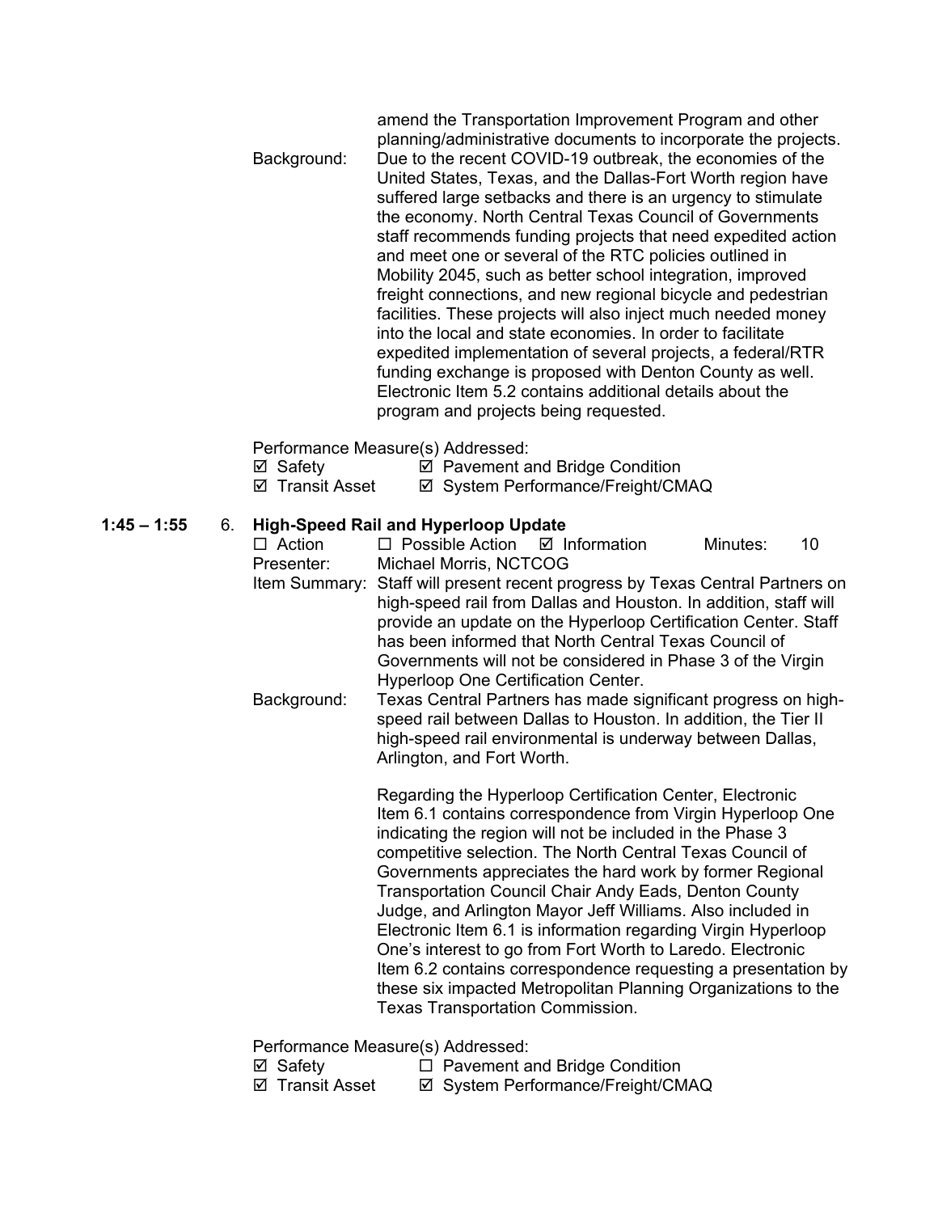amend the Transportation Improvement Program and other planning/administrative documents to incorporate the projects.

Background: Due to the recent COVID-19 outbreak, the economies of the United States, Texas, and the Dallas-Fort Worth region have suffered large setbacks and there is an urgency to stimulate the economy. North Central Texas Council of Governments staff recommends funding projects that need expedited action and meet one or several of the RTC policies outlined in Mobility 2045, such as better school integration, improved freight connections, and new regional bicycle and pedestrian facilities. These projects will also inject much needed money into the local and state economies. In order to facilitate expedited implementation of several projects, a federal/RTR funding exchange is proposed with Denton County as well. Electronic Item 5.2 contains additional details about the program and projects being requested.

Performance Measure(s) Addressed:

☑ Safety ☑ Pavement and Bridge Condition
☑ Transit Asset ☑ System Performance/Freight/CMAQ

**1:45 – 1:55** 6. **High-Speed Rail and Hyperloop Update**

☐ Action ☐ Possible Action ☑ Information Minutes: 10

Presenter: Michael Morris, NCTCOG

Item Summary: Staff will present recent progress by Texas Central Partners on high-speed rail from Dallas and Houston. In addition, staff will provide an update on the Hyperloop Certification Center. Staff has been informed that North Central Texas Council of Governments will not be considered in Phase 3 of the Virgin Hyperloop One Certification Center.

Background: Texas Central Partners has made significant progress on high-speed rail between Dallas to Houston. In addition, the Tier II high-speed rail environmental is underway between Dallas, Arlington, and Fort Worth.

Regarding the Hyperloop Certification Center, Electronic Item 6.1 contains correspondence from Virgin Hyperloop One indicating the region will not be included in the Phase 3 competitive selection. The North Central Texas Council of Governments appreciates the hard work by former Regional Transportation Council Chair Andy Eads, Denton County Judge, and Arlington Mayor Jeff Williams. Also included in Electronic Item 6.1 is information regarding Virgin Hyperloop One's interest to go from Fort Worth to Laredo. Electronic Item 6.2 contains correspondence requesting a presentation by these six impacted Metropolitan Planning Organizations to the Texas Transportation Commission.

Performance Measure(s) Addressed:

☑ Safety ☐ Pavement and Bridge Condition
☑ Transit Asset ☑ System Performance/Freight/CMAQ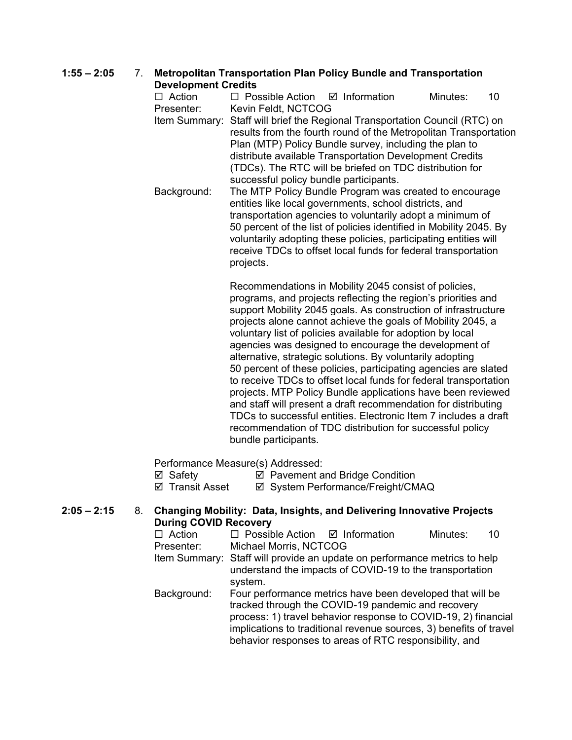**1:55 – 2:05** 7. **Metropolitan Transportation Plan Policy Bundle and Transportation Development Credits**

☐ Action ☐ Possible Action ☑ Information Minutes: 10

Presenter: Kevin Feldt, NCTCOG

Item Summary: Staff will brief the Regional Transportation Council (RTC) on results from the fourth round of the Metropolitan Transportation Plan (MTP) Policy Bundle survey, including the plan to distribute available Transportation Development Credits (TDCs). The RTC will be briefed on TDC distribution for successful policy bundle participants.

Background: The MTP Policy Bundle Program was created to encourage entities like local governments, school districts, and transportation agencies to voluntarily adopt a minimum of 50 percent of the list of policies identified in Mobility 2045. By voluntarily adopting these policies, participating entities will receive TDCs to offset local funds for federal transportation projects.

Recommendations in Mobility 2045 consist of policies, programs, and projects reflecting the region's priorities and support Mobility 2045 goals. As construction of infrastructure projects alone cannot achieve the goals of Mobility 2045, a voluntary list of policies available for adoption by local agencies was designed to encourage the development of alternative, strategic solutions. By voluntarily adopting 50 percent of these policies, participating agencies are slated to receive TDCs to offset local funds for federal transportation projects. MTP Policy Bundle applications have been reviewed and staff will present a draft recommendation for distributing TDCs to successful entities. Electronic Item 7 includes a draft recommendation of TDC distribution for successful policy bundle participants.

Performance Measure(s) Addressed:

☑ Safety ☑ Pavement and Bridge Condition

☑ Transit Asset ☑ System Performance/Freight/CMAQ

**2:05 – 2:15** 8. **Changing Mobility: Data, Insights, and Delivering Innovative Projects During COVID Recovery**

☐ Action ☐ Possible Action ☑ Information Minutes: 10

Presenter: Michael Morris, NCTCOG

Item Summary: Staff will provide an update on performance metrics to help understand the impacts of COVID-19 to the transportation system.

Background: Four performance metrics have been developed that will be tracked through the COVID-19 pandemic and recovery process: 1) travel behavior response to COVID-19, 2) financial implications to traditional revenue sources, 3) benefits of travel behavior responses to areas of RTC responsibility, and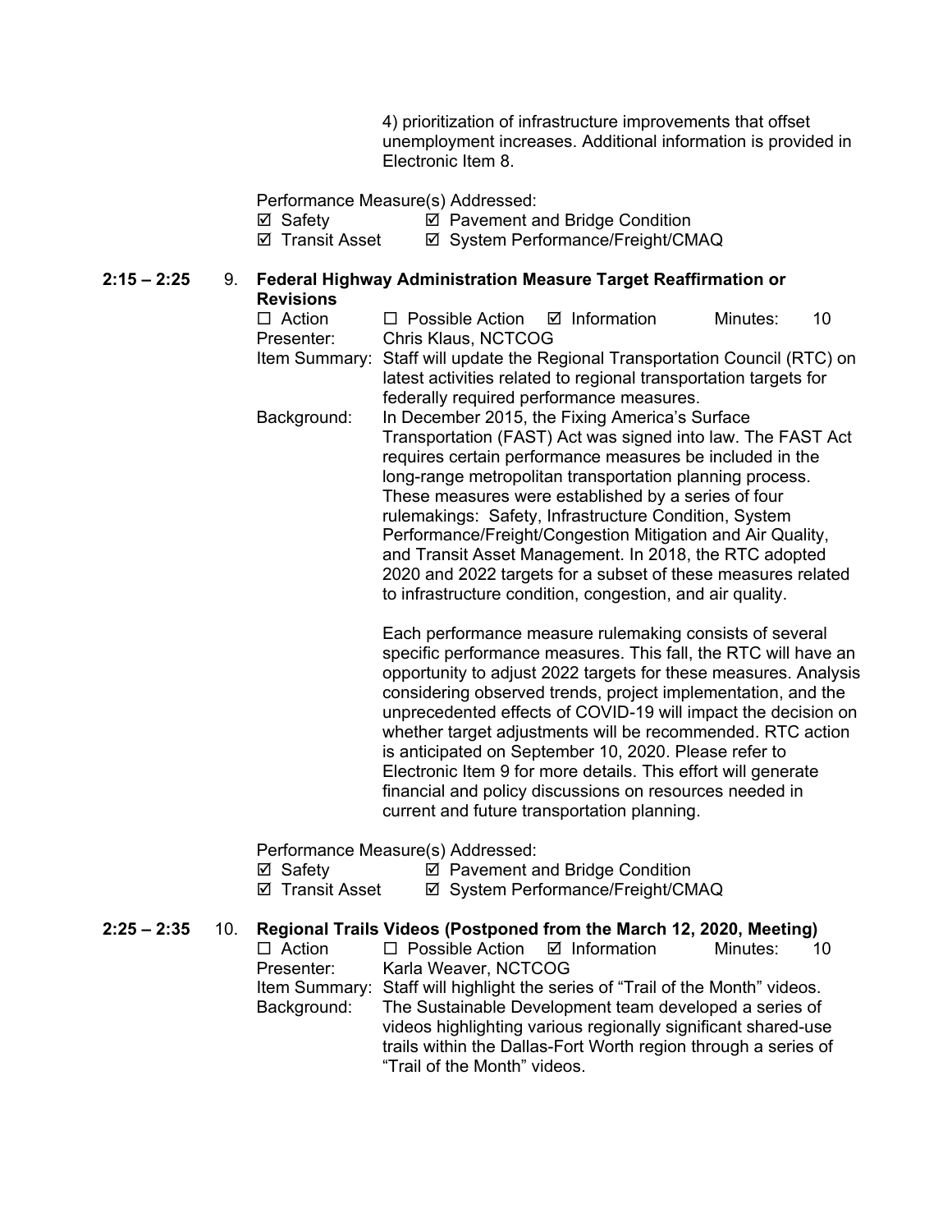4) prioritization of infrastructure improvements that offset unemployment increases. Additional information is provided in Electronic Item 8.

Performance Measure(s) Addressed:

☑ Safety ☑ Pavement and Bridge Condition
☑ Transit Asset ☑ System Performance/Freight/CMAQ

**2:15 – 2:25** 9. **Federal Highway Administration Measure Target Reaffirmation or Revisions**

☐ Action ☐ Possible Action ☑ Information Minutes: 10

Presenter: Chris Klaus, NCTCOG

Item Summary: Staff will update the Regional Transportation Council (RTC) on latest activities related to regional transportation targets for federally required performance measures.

Background: In December 2015, the Fixing America's Surface Transportation (FAST) Act was signed into law. The FAST Act requires certain performance measures be included in the long-range metropolitan transportation planning process. These measures were established by a series of four rulemakings: Safety, Infrastructure Condition, System Performance/Freight/Congestion Mitigation and Air Quality, and Transit Asset Management. In 2018, the RTC adopted 2020 and 2022 targets for a subset of these measures related to infrastructure condition, congestion, and air quality.

Each performance measure rulemaking consists of several specific performance measures. This fall, the RTC will have an opportunity to adjust 2022 targets for these measures. Analysis considering observed trends, project implementation, and the unprecedented effects of COVID-19 will impact the decision on whether target adjustments will be recommended. RTC action is anticipated on September 10, 2020. Please refer to Electronic Item 9 for more details. This effort will generate financial and policy discussions on resources needed in current and future transportation planning.

Performance Measure(s) Addressed:

☑ Safety ☑ Pavement and Bridge Condition
☑ Transit Asset ☑ System Performance/Freight/CMAQ

**2:25 – 2:35** 10. **Regional Trails Videos (Postponed from the March 12, 2020, Meeting)**

☐ Action ☐ Possible Action ☑ Information Minutes: 10

Presenter: Karla Weaver, NCTCOG

Item Summary: Staff will highlight the series of "Trail of the Month" videos.

Background: The Sustainable Development team developed a series of videos highlighting various regionally significant shared-use trails within the Dallas-Fort Worth region through a series of "Trail of the Month" videos.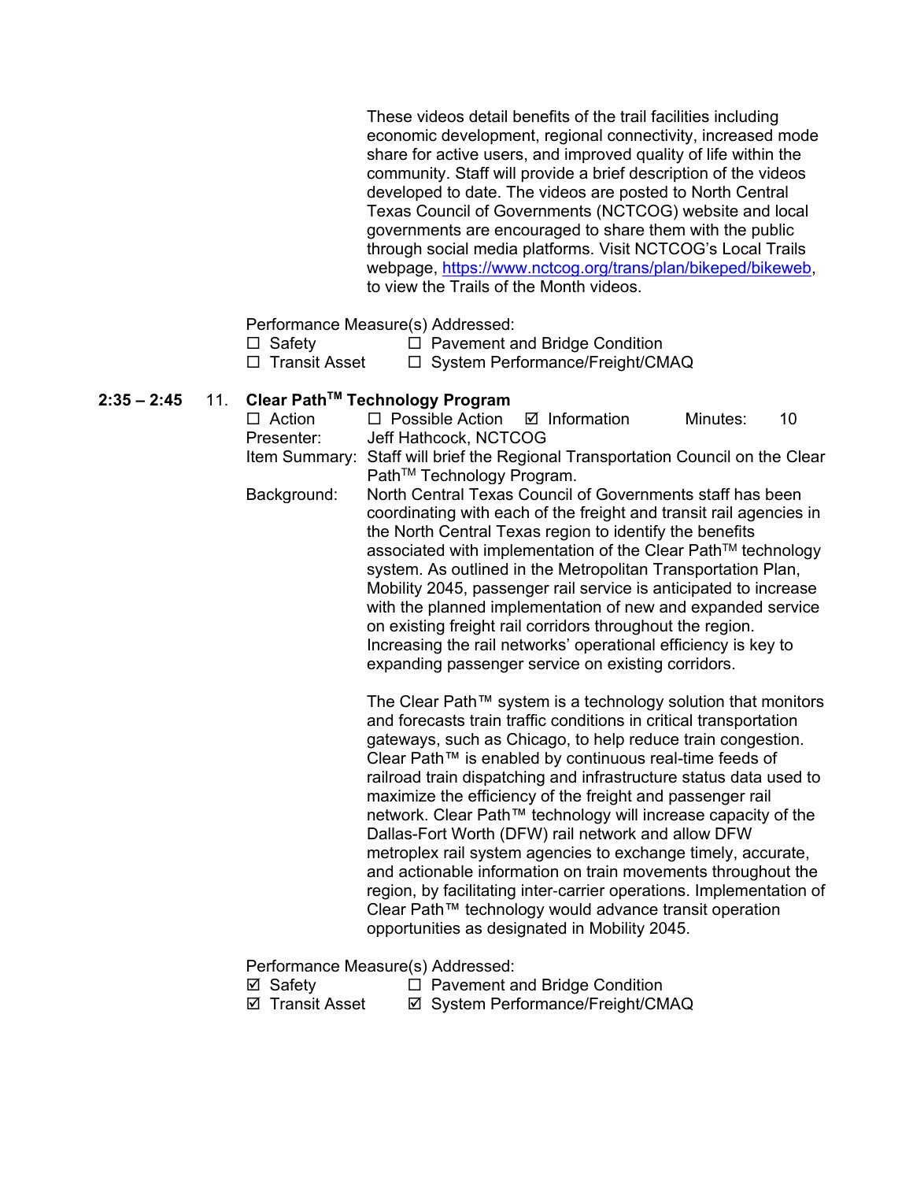These videos detail benefits of the trail facilities including economic development, regional connectivity, increased mode share for active users, and improved quality of life within the community. Staff will provide a brief description of the videos developed to date. The videos are posted to North Central Texas Council of Governments (NCTCOG) website and local governments are encouraged to share them with the public through social media platforms. Visit NCTCOG's Local Trails webpage, [https://www.nctcog.org/trans/plan/bikeped/bikeweb](https://www.nctcog.org/trans/plan/bikeped/bikeweb), to view the Trails of the Month videos.

Performance Measure(s) Addressed:

☐ Safety ☐ Pavement and Bridge Condition
☐ Transit Asset ☐ System Performance/Freight/CMAQ

**2:35 – 2:45** 11. **Clear Path™ Technology Program**

☐ Action ☐ Possible Action ☑ Information Minutes: 10

Presenter: Jeff Hathcock, NCTCOG

Item Summary: Staff will brief the Regional Transportation Council on the Clear Path™ Technology Program.

Background: North Central Texas Council of Governments staff has been coordinating with each of the freight and transit rail agencies in the North Central Texas region to identify the benefits associated with implementation of the Clear Path™ technology system. As outlined in the Metropolitan Transportation Plan, Mobility 2045, passenger rail service is anticipated to increase with the planned implementation of new and expanded service on existing freight rail corridors throughout the region. Increasing the rail networks' operational efficiency is key to expanding passenger service on existing corridors.

The Clear Path™ system is a technology solution that monitors and forecasts train traffic conditions in critical transportation gateways, such as Chicago, to help reduce train congestion. Clear Path™ is enabled by continuous real-time feeds of railroad train dispatching and infrastructure status data used to maximize the efficiency of the freight and passenger rail network. Clear Path™ technology will increase capacity of the Dallas-Fort Worth (DFW) rail network and allow DFW metroplex rail system agencies to exchange timely, accurate, and actionable information on train movements throughout the region, by facilitating inter-carrier operations. Implementation of Clear Path™ technology would advance transit operation opportunities as designated in Mobility 2045.

Performance Measure(s) Addressed:

☑ Safety ☐ Pavement and Bridge Condition
☑ Transit Asset ☑ System Performance/Freight/CMAQ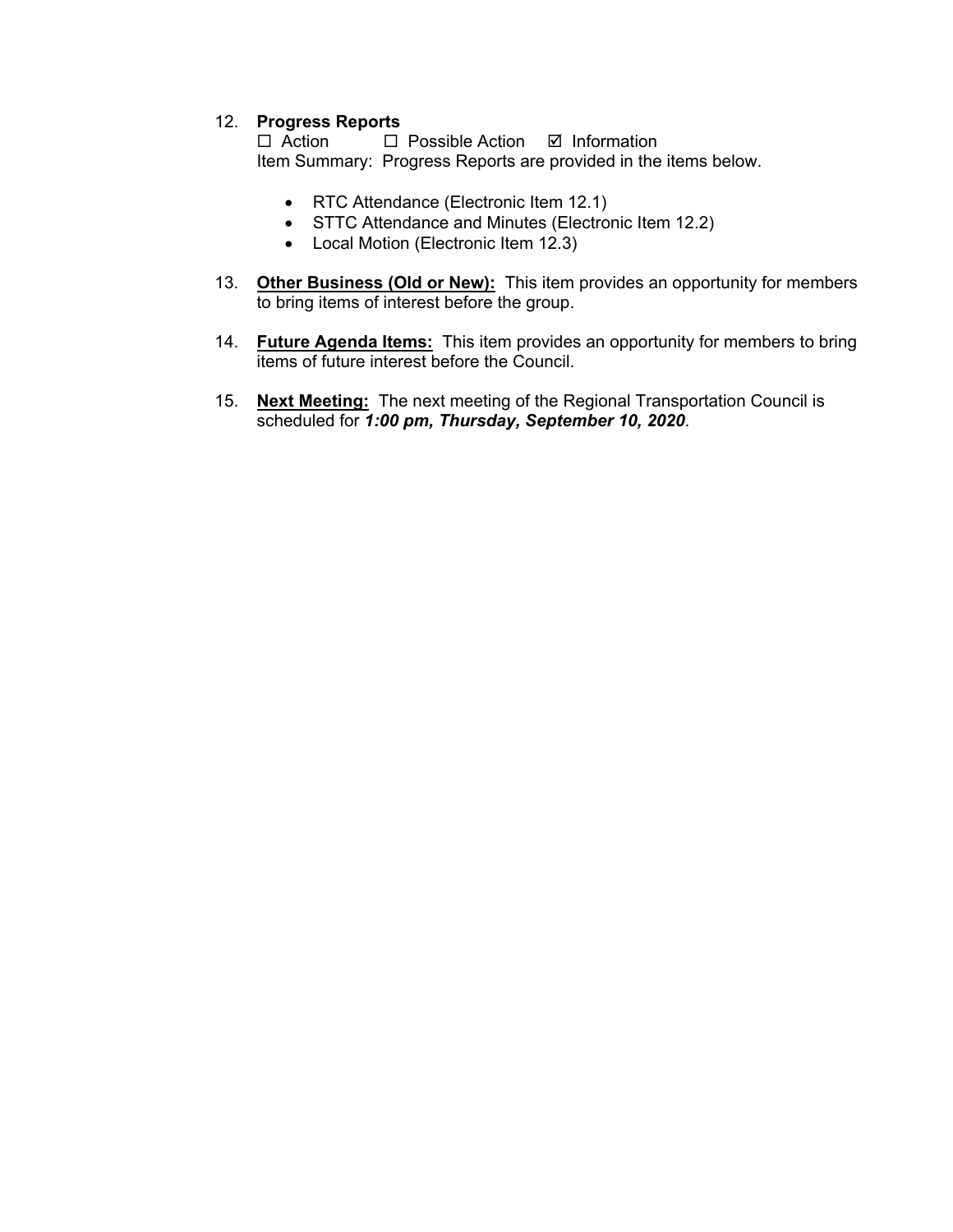12. **Progress Reports**
    ☐ Action ☐ Possible Action ☑ Information
    Item Summary: Progress Reports are provided in the items below.

    - RTC Attendance (Electronic Item 12.1)
    - STTC Attendance and Minutes (Electronic Item 12.2)
    - Local Motion (Electronic Item 12.3)

13. **Other Business (Old or New):** This item provides an opportunity for members to bring items of interest before the group.

14. **Future Agenda Items:** This item provides an opportunity for members to bring items of future interest before the Council.

15. **Next Meeting:** The next meeting of the Regional Transportation Council is scheduled for ***1:00 pm, Thursday, September 10, 2020***.